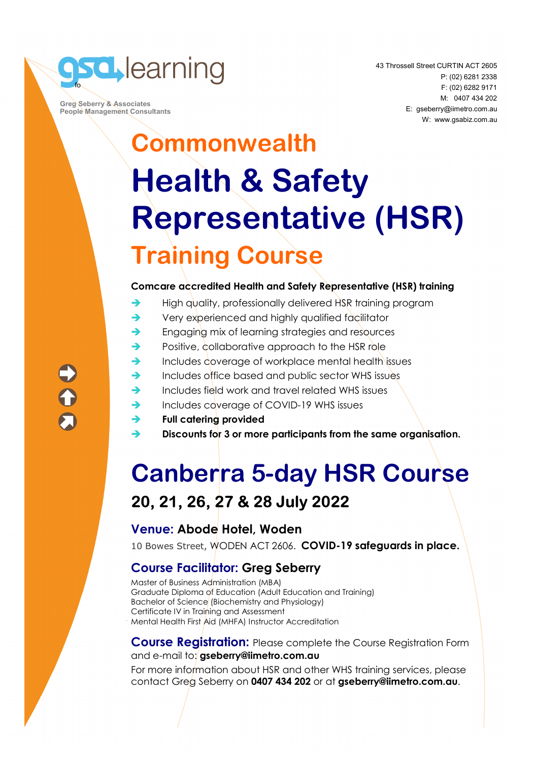gsa learning

Greg Seberry & Associates
People Management Consultants

43 Throssell Street CURTIN ACT 2605
P: (02) 6281 2338
F: (02) 6282 9171
M: 0407 434 202
E: gseberry@iimetro.com.au
W: www.gsabiz.com.au

## Commonwealth

# Health & Safety Representative (HSR)

## Training Course

**Comcare accredited Health and Safety Representative (HSR) training**

- High quality, professionally delivered HSR training program
- Very experienced and highly qualified facilitator
- Engaging mix of learning strategies and resources
- Positive, collaborative approach to the HSR role
- Includes coverage of workplace mental health issues
- Includes office based and public sector WHS issues
- Includes field work and travel related WHS issues
- Includes coverage of COVID-19 WHS issues
- **Full catering provided**
- **Discounts for 3 or more participants from the same organisation.**

# Canberra 5-day HSR Course

## 20, 21, 26, 27 & 28 July 2022

### Venue: Abode Hotel, Woden

10 Bowes Street, WODEN ACT 2606. **COVID-19 safeguards in place.**

### Course Facilitator: Greg Seberry

Master of Business Administration (MBA)
Graduate Diploma of Education (Adult Education and Training)
Bachelor of Science (Biochemistry and Physiology)
Certificate IV in Training and Assessment
Mental Health First Aid (MHFA) Instructor Accreditation

**Course Registration:** Please complete the Course Registration Form and e-mail to: **gseberry@iimetro.com.au**

For more information about HSR and other WHS training services, please contact Greg Seberry on **0407 434 202** or at **gseberry@iimetro.com.au**.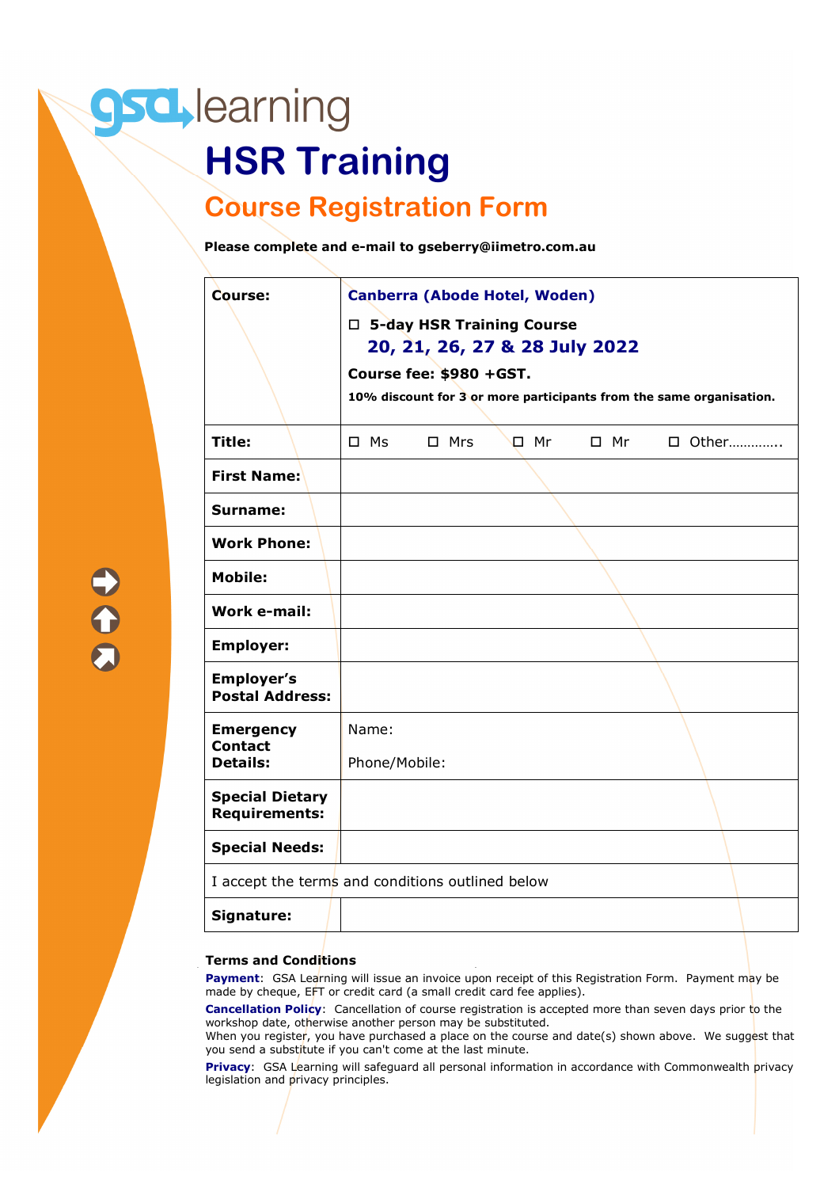gsa learning

# HSR Training

## Course Registration Form

**Please complete and e-mail to gseberry@iimetro.com.au**

| | |
|---|---|
| **Course:** | **Canberra (Abode Hotel, Woden)**<br>☐ **5-day HSR Training Course**<br>**20, 21, 26, 27 & 28 July 2022**<br>**Course fee: $980 +GST.**<br>**10% discount for 3 or more participants from the same organisation.** |
| **Title:** | ☐ Ms ☐ Mrs ☐ Mr ☐ Mr ☐ Other…………. |
| **First Name:** | |
| **Surname:** | |
| **Work Phone:** | |
| **Mobile:** | |
| **Work e-mail:** | |
| **Employer:** | |
| **Employer's Postal Address:** | |
| **Emergency Contact Details:** | Name:<br>Phone/Mobile: |
| **Special Dietary Requirements:** | |
| **Special Needs:** | |
| I accept the terms and conditions outlined below | |
| **Signature:** | |

**Terms and Conditions**

**Payment**: GSA Learning will issue an invoice upon receipt of this Registration Form. Payment may be made by cheque, EFT or credit card (a small credit card fee applies).

**Cancellation Policy**: Cancellation of course registration is accepted more than seven days prior to the workshop date, otherwise another person may be substituted.
When you register, you have purchased a place on the course and date(s) shown above. We suggest that you send a substitute if you can't come at the last minute.

**Privacy**: GSA Learning will safeguard all personal information in accordance with Commonwealth privacy legislation and privacy principles.